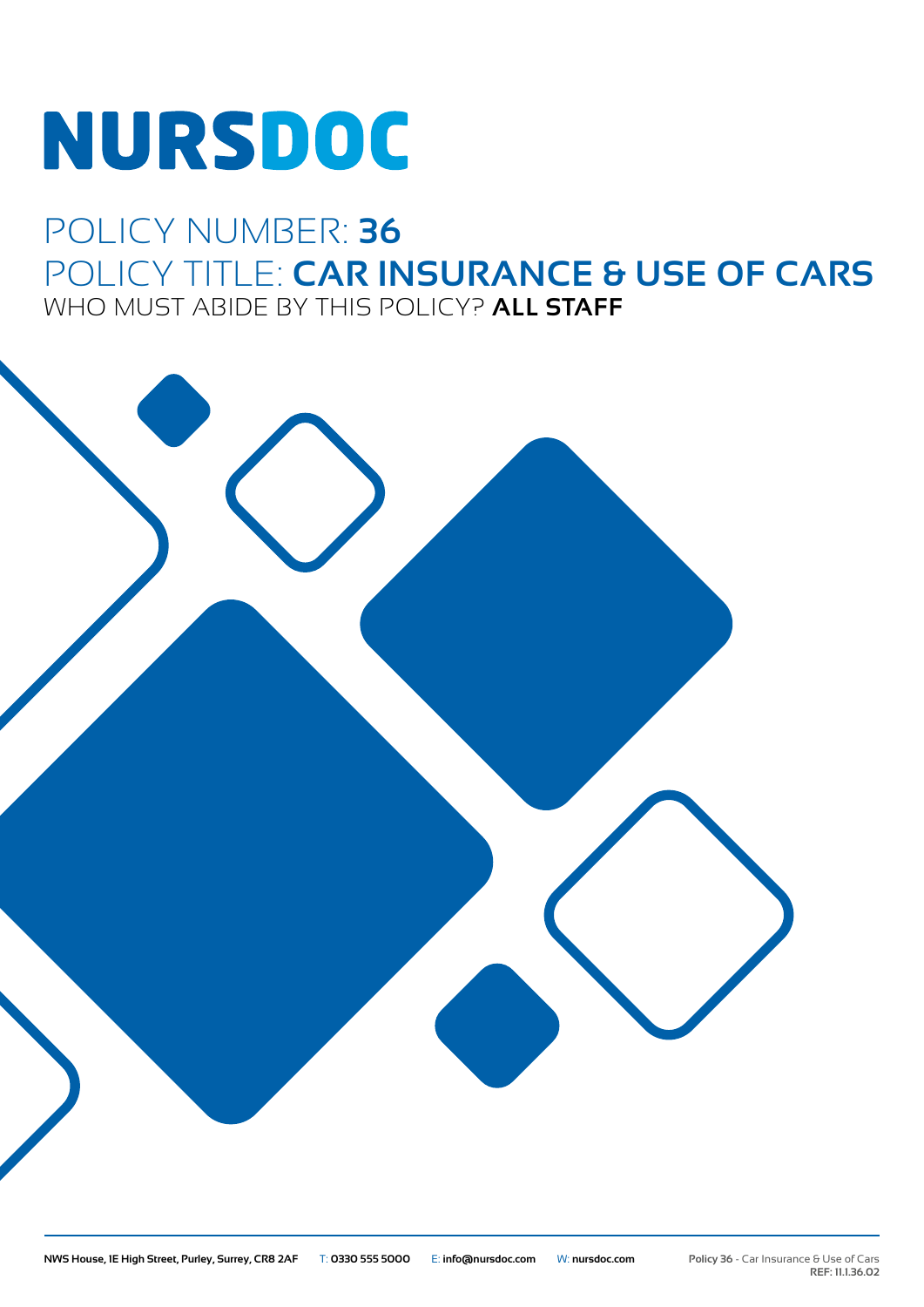# NURSDOC

## POLICY NUMBER: **36**

## POLICY TITLE: **CAR INSURANCE & USE OF CARS**

WHO MUST ABIDE BY THIS POLICY? **ALL STAFF**

**NWS House, 1E High Street, Purley, Surrey, CR8 2AF** T: **0330 555 5000** E: **info@nursdoc.com** W: **nursdoc.com**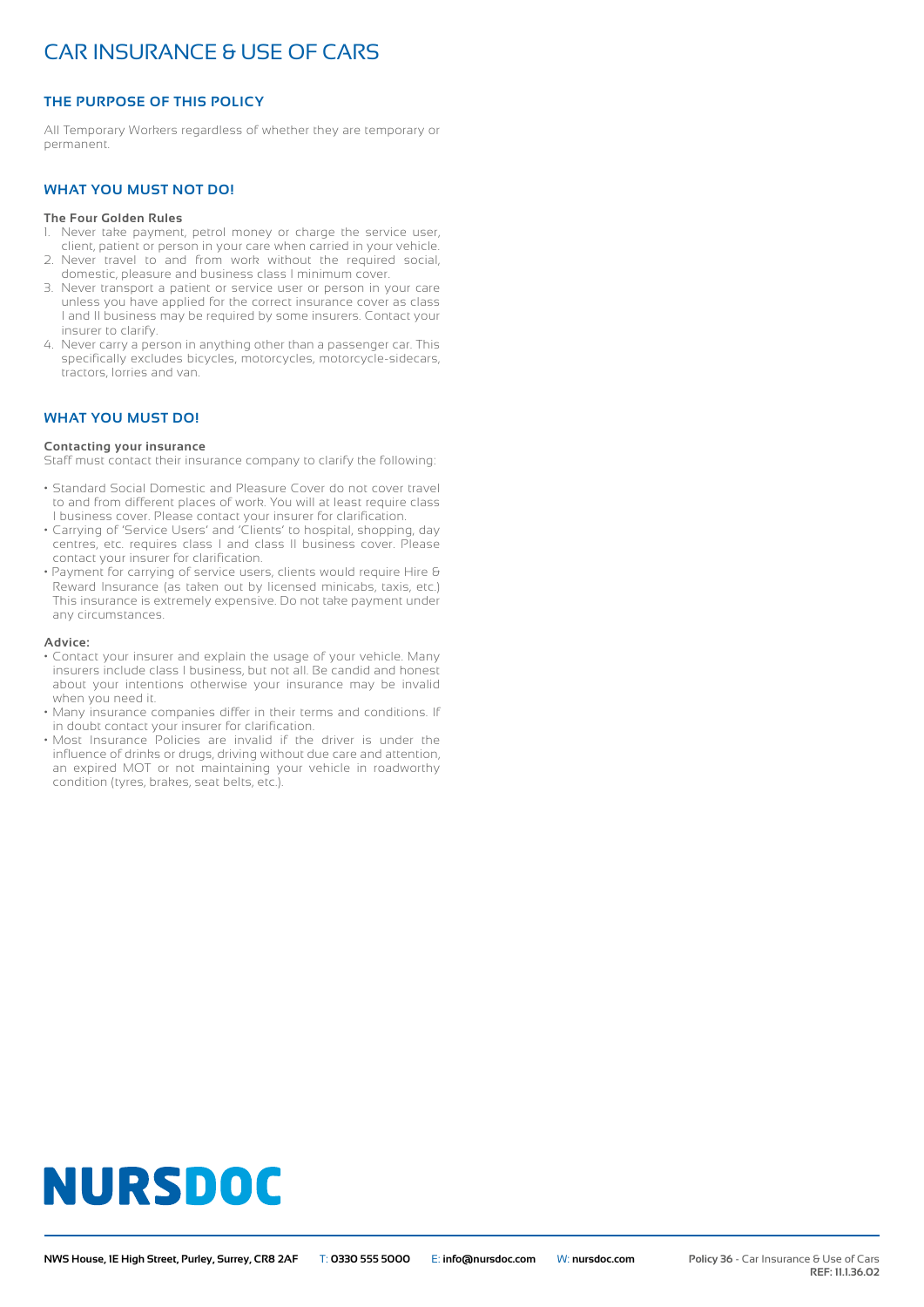# CAR INSURANCE & USE OF CARS

## THE PURPOSE OF THIS POLICY

All Temporary Workers regardless of whether they are temporary or permanent.

## WHAT YOU MUST NOT DO!

**The Four Golden Rules**

1. Never take payment, petrol money or charge the service user, client, patient or person in your care when carried in your vehicle.
2. Never travel to and from work without the required social, domestic, pleasure and business class I minimum cover.
3. Never transport a patient or service user or person in your care unless you have applied for the correct insurance cover as class I and II business may be required by some insurers. Contact your insurer to clarify.
4. Never carry a person in anything other than a passenger car. This specifically excludes bicycles, motorcycles, motorcycle-sidecars, tractors, lorries and van.

## WHAT YOU MUST DO!

**Contacting your insurance**

Staff must contact their insurance company to clarify the following:

- Standard Social Domestic and Pleasure Cover do not cover travel to and from different places of work. You will at least require class I business cover. Please contact your insurer for clarification.
- Carrying of 'Service Users' and 'Clients' to hospital, shopping, day centres, etc. requires class I and class II business cover. Please contact your insurer for clarification.
- Payment for carrying of service users, clients would require Hire & Reward Insurance (as taken out by licensed minicabs, taxis, etc.) This insurance is extremely expensive. Do not take payment under any circumstances.

**Advice:**

- Contact your insurer and explain the usage of your vehicle. Many insurers include class I business, but not all. Be candid and honest about your intentions otherwise your insurance may be invalid when you need it.
- Many insurance companies differ in their terms and conditions. If in doubt contact your insurer for clarification.
- Most Insurance Policies are invalid if the driver is under the influence of drinks or drugs, driving without due care and attention, an expired MOT or not maintaining your vehicle in roadworthy condition (tyres, brakes, seat belts, etc.).

NURSDOC

NWS House, 1E High Street, Purley, Surrey, CR8 2AF T: 0330 555 5000 E: info@nursdoc.com W: nursdoc.com

Policy 36 - Car Insurance & Use of Cars
REF: 11.1.36.02